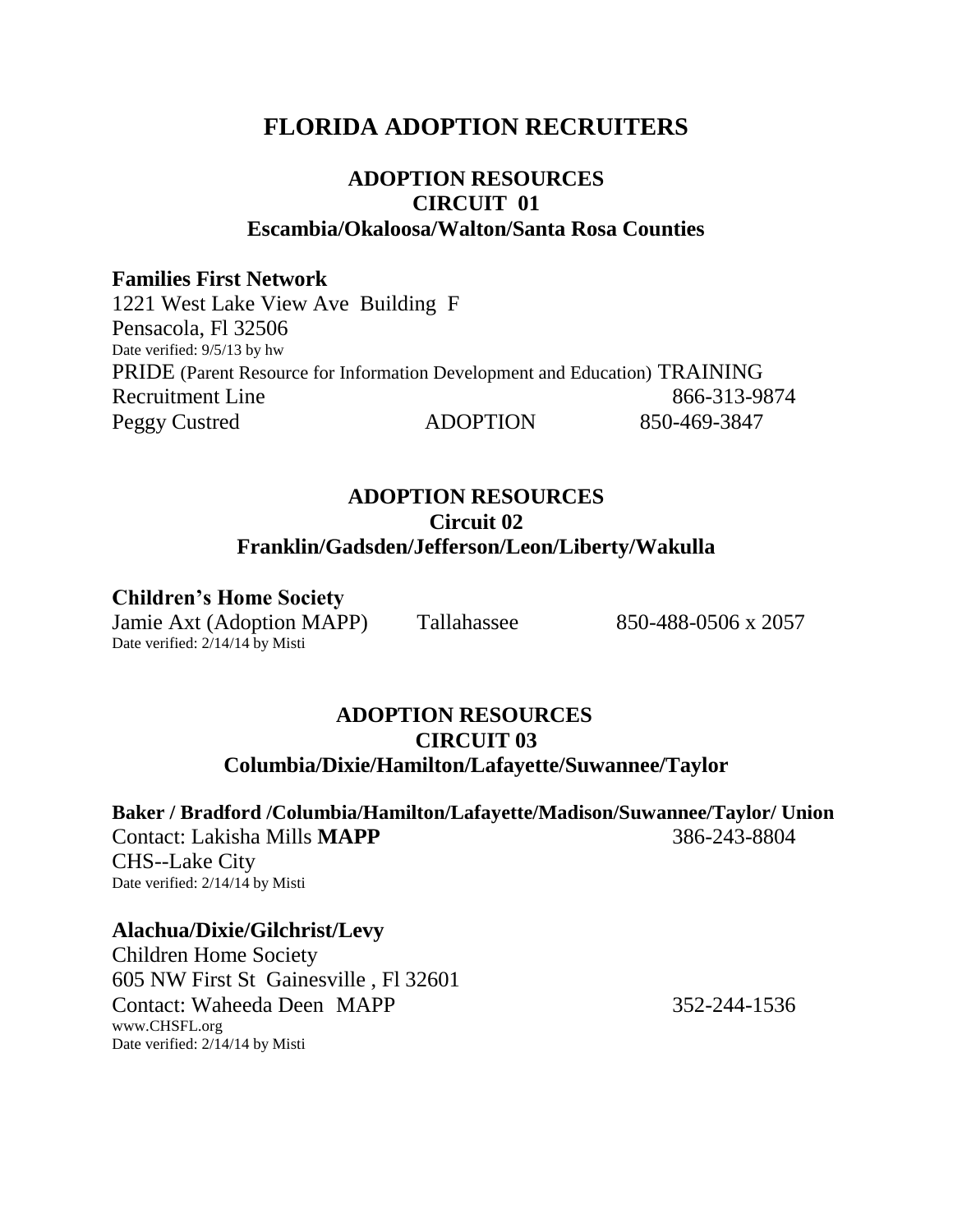# FLORIDA ADOPTION RECRUITERS

## ADOPTION RESOURCES
## CIRCUIT 01
### Escambia/Okaloosa/Walton/Santa Rosa Counties

**Families First Network**
1221 West Lake View Ave Building F
Pensacola, Fl 32506
Date verified: 9/5/13 by hw
PRIDE (Parent Resource for Information Development and Education) TRAINING
Recruitment Line 866-313-9874
Peggy Custred ADOPTION 850-469-3847

## ADOPTION RESOURCES
## Circuit 02
### Franklin/Gadsden/Jefferson/Leon/Liberty/Wakulla

**Children's Home Society**
Jamie Axt (Adoption MAPP) Tallahassee 850-488-0506 x 2057
Date verified: 2/14/14 by Misti

## ADOPTION RESOURCES
## CIRCUIT 03
### Columbia/Dixie/Hamilton/Lafayette/Suwannee/Taylor

**Baker / Bradford /Columbia/Hamilton/Lafayette/Madison/Suwannee/Taylor/ Union**
Contact: Lakisha Mills **MAPP** 386-243-8804
CHS--Lake City
Date verified: 2/14/14 by Misti

**Alachua/Dixie/Gilchrist/Levy**
Children Home Society
605 NW First St Gainesville , Fl 32601
Contact: Waheeda Deen MAPP 352-244-1536
www.CHSFL.org
Date verified: 2/14/14 by Misti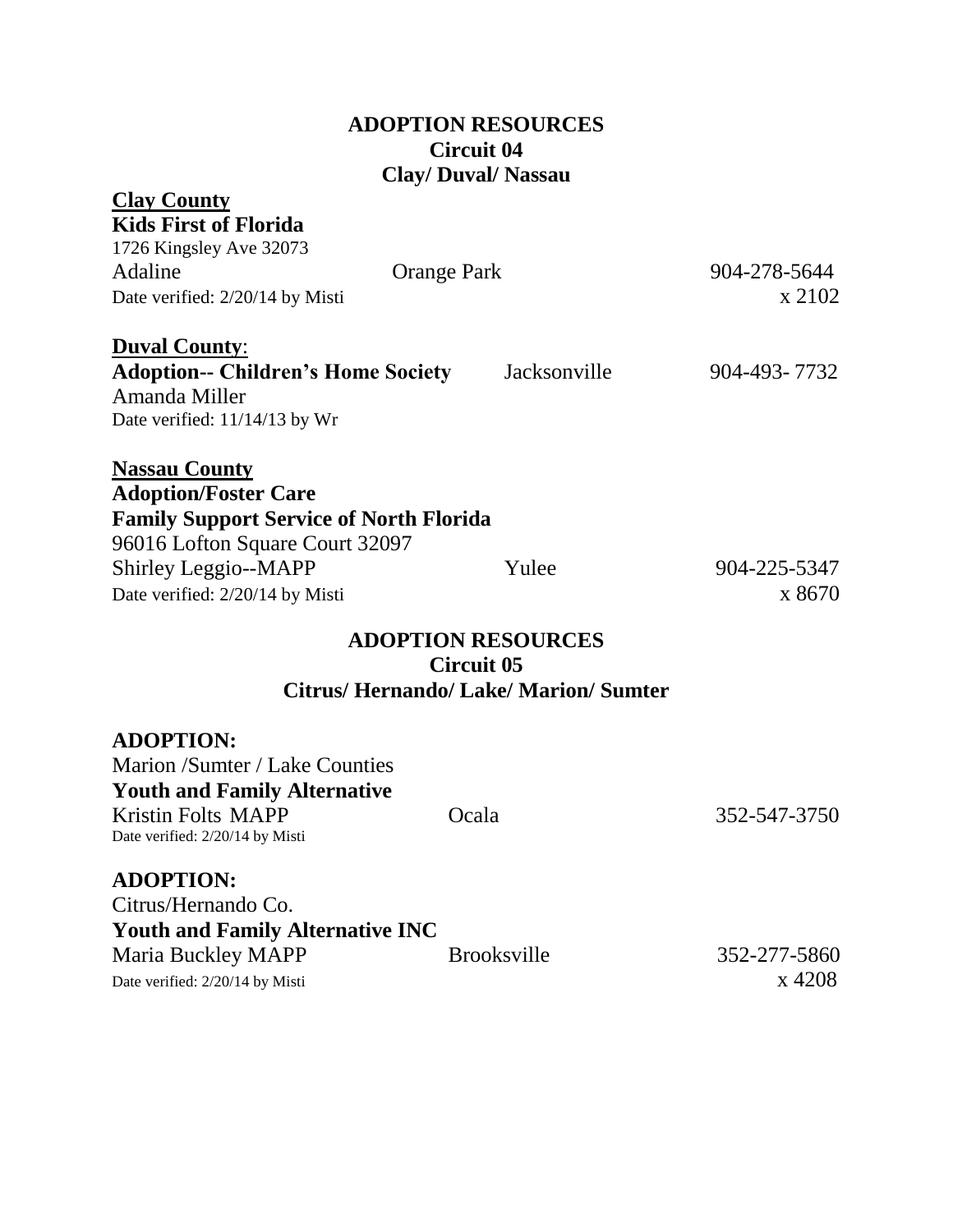# ADOPTION RESOURCES
## Circuit 04
## Clay/ Duval/ Nassau

**Clay County**

**Kids First of Florida**
1726 Kingsley Ave 32073
Adaline Orange Park 904-278-5644
Date verified: 2/20/14 by Misti x 2102

**Duval County**:

**Adoption-- Children's Home Society** Jacksonville 904-493- 7732
Amanda Miller
Date verified: 11/14/13 by Wr

**Nassau County**

**Adoption/Foster Care**
**Family Support Service of North Florida**
96016 Lofton Square Court 32097
Shirley Leggio--MAPP Yulee 904-225-5347
Date verified: 2/20/14 by Misti x 8670

# ADOPTION RESOURCES
## Circuit 05
## Citrus/ Hernando/ Lake/ Marion/ Sumter

**ADOPTION:**
Marion /Sumter / Lake Counties
**Youth and Family Alternative**
Kristin Folts MAPP Ocala 352-547-3750
Date verified: 2/20/14 by Misti

**ADOPTION:**
Citrus/Hernando Co.
**Youth and Family Alternative INC**
Maria Buckley MAPP Brooksville 352-277-5860
Date verified: 2/20/14 by Misti x 4208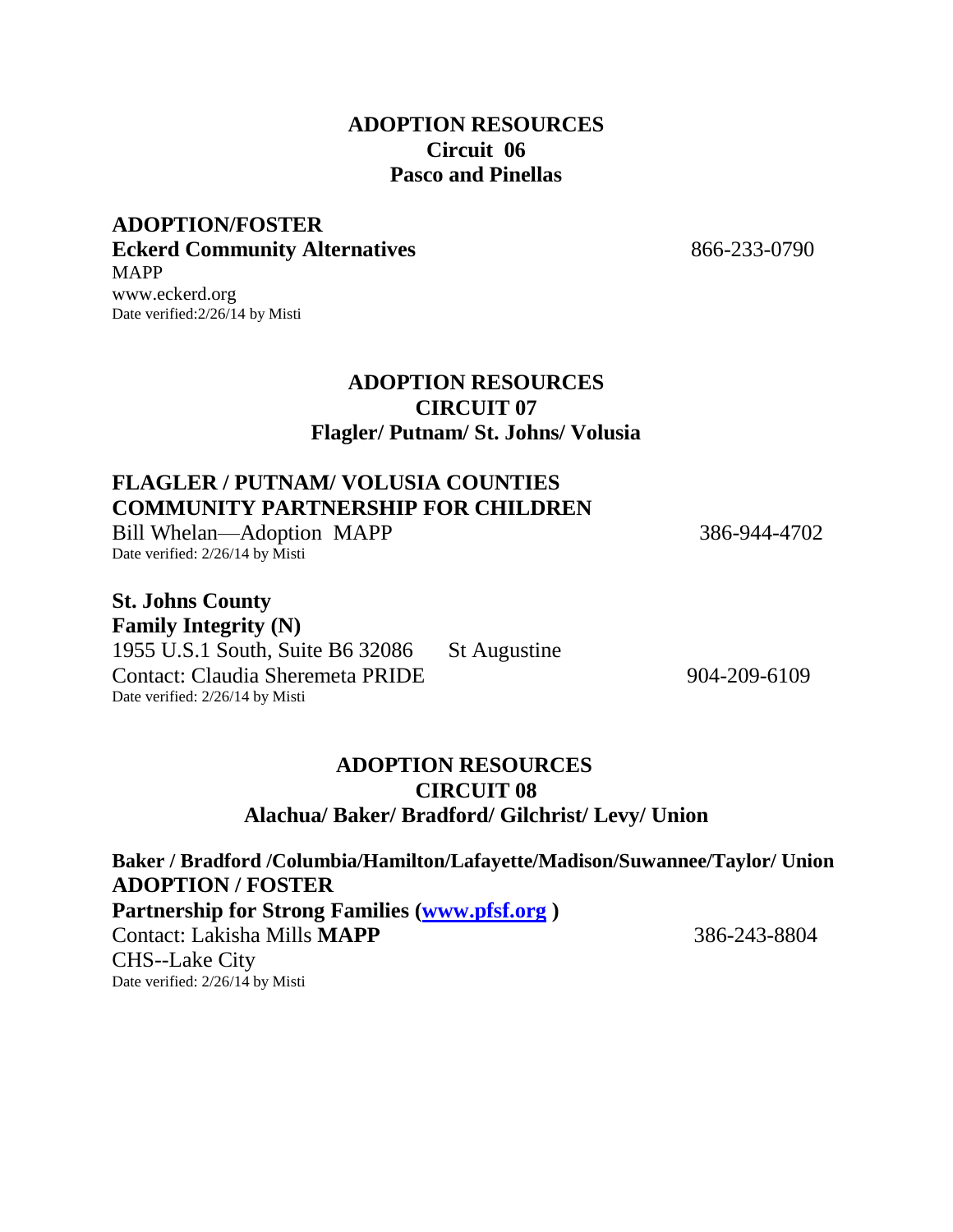## ADOPTION RESOURCES
## Circuit 06
## Pasco and Pinellas

**ADOPTION/FOSTER**

**Eckerd Community Alternatives** 866-233-0790

MAPP

www.eckerd.org

Date verified:2/26/14 by Misti

## ADOPTION RESOURCES
## CIRCUIT 07
## Flagler/ Putnam/ St. Johns/ Volusia

**FLAGLER / PUTNAM/ VOLUSIA COUNTIES**

**COMMUNITY PARTNERSHIP FOR CHILDREN**

Bill Whelan—Adoption MAPP 386-944-4702

Date verified: 2/26/14 by Misti

**St. Johns County**

**Family Integrity (N)**

1955 U.S.1 South, Suite B6 32086 St Augustine

Contact: Claudia Sheremeta PRIDE 904-209-6109

Date verified: 2/26/14 by Misti

## ADOPTION RESOURCES
## CIRCUIT 08
## Alachua/ Baker/ Bradford/ Gilchrist/ Levy/ Union

**Baker / Bradford /Columbia/Hamilton/Lafayette/Madison/Suwannee/Taylor/ Union**

**ADOPTION / FOSTER**

**Partnership for Strong Families (www.pfsf.org )**

Contact: Lakisha Mills **MAPP** 386-243-8804

CHS--Lake City

Date verified: 2/26/14 by Misti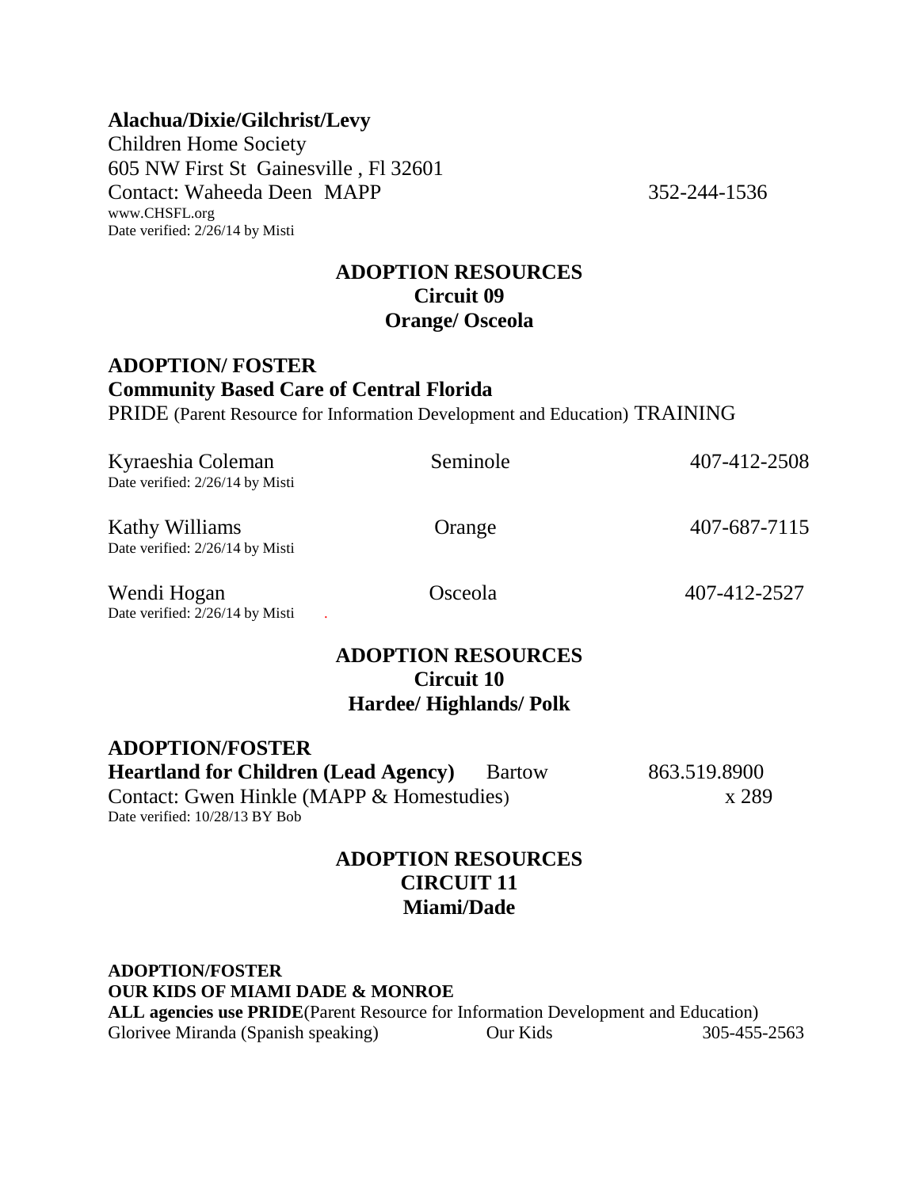**Alachua/Dixie/Gilchrist/Levy**
Children Home Society
605 NW First St Gainesville , Fl 32601
Contact: Waheeda Deen MAPP 352-244-1536
www.CHSFL.org
Date verified: 2/26/14 by Misti

## ADOPTION RESOURCES
## Circuit 09
## Orange/ Osceola

### ADOPTION/ FOSTER
### Community Based Care of Central Florida

PRIDE (Parent Resource for Information Development and Education) TRAINING

| | | |
|---|---|---|
| Kyraeshia Coleman<br>Date verified: 2/26/14 by Misti | Seminole | 407-412-2508 |
| Kathy Williams<br>Date verified: 2/26/14 by Misti | Orange | 407-687-7115 |
| Wendi Hogan<br>Date verified: 2/26/14 by Misti | Osceola | 407-412-2527 |

## ADOPTION RESOURCES
## Circuit 10
## Hardee/ Highlands/ Polk

### ADOPTION/FOSTER

**Heartland for Children (Lead Agency)** Bartow 863.519.8900
Contact: Gwen Hinkle (MAPP & Homestudies) x 289
Date verified: 10/28/13 BY Bob

## ADOPTION RESOURCES
## CIRCUIT 11
## Miami/Dade

**ADOPTION/FOSTER**
**OUR KIDS OF MIAMI DADE & MONROE**
**ALL agencies use PRIDE**(Parent Resource for Information Development and Education)
Glorivee Miranda (Spanish speaking) Our Kids 305-455-2563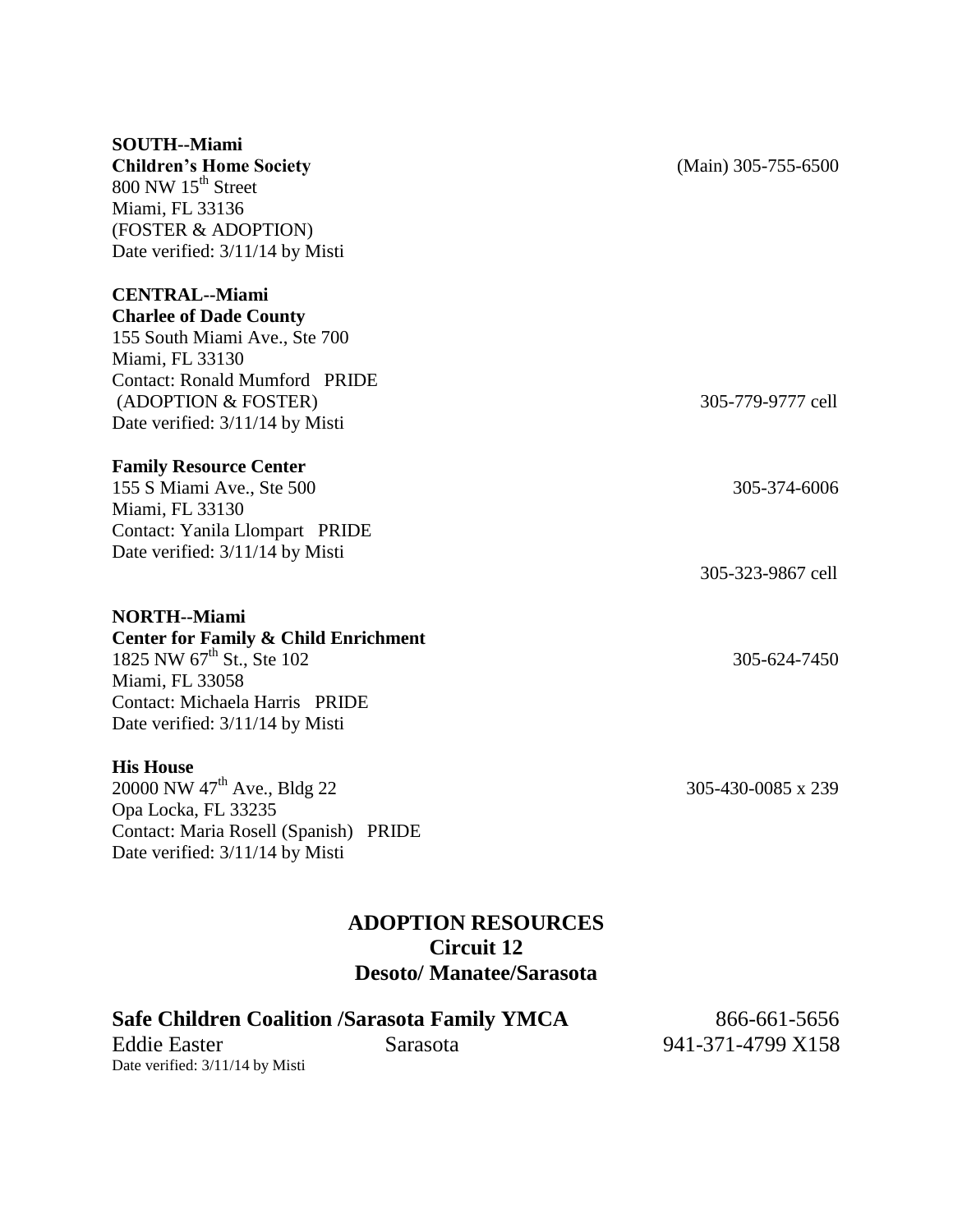**SOUTH--Miami**
**Children's Home Society** (Main) 305-755-6500
800 NW 15th Street
Miami, FL 33136
(FOSTER & ADOPTION)
Date verified: 3/11/14 by Misti

**CENTRAL--Miami**
**Charlee of Dade County**
155 South Miami Ave., Ste 700
Miami, FL 33130
Contact: Ronald Mumford PRIDE
(ADOPTION & FOSTER) 305-779-9777 cell
Date verified: 3/11/14 by Misti

**Family Resource Center**
155 S Miami Ave., Ste 500 305-374-6006
Miami, FL 33130
Contact: Yanila Llompart PRIDE
Date verified: 3/11/14 by Misti
305-323-9867 cell

**NORTH--Miami**
**Center for Family & Child Enrichment**
1825 NW 67th St., Ste 102 305-624-7450
Miami, FL 33058
Contact: Michaela Harris PRIDE
Date verified: 3/11/14 by Misti

**His House**
20000 NW 47th Ave., Bldg 22 305-430-0085 x 239
Opa Locka, FL 33235
Contact: Maria Rosell (Spanish) PRIDE
Date verified: 3/11/14 by Misti

## ADOPTION RESOURCES
## Circuit 12
## Desoto/ Manatee/Sarasota

**Safe Children Coalition /Sarasota Family YMCA** 866-661-5656
Eddie Easter Sarasota 941-371-4799 X158
Date verified: 3/11/14 by Misti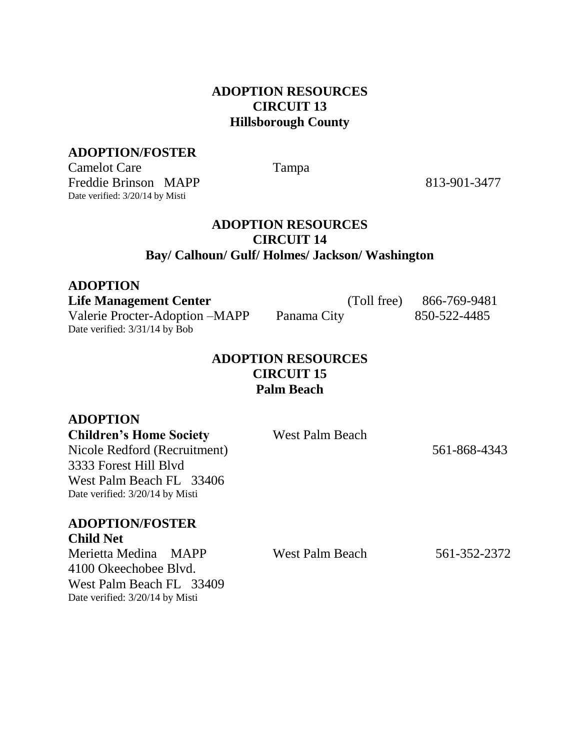## ADOPTION RESOURCES
## CIRCUIT 13
## Hillsborough County

**ADOPTION/FOSTER**

Camelot Care Tampa
Freddie Brinson MAPP 813-901-3477
Date verified: 3/20/14 by Misti

## ADOPTION RESOURCES
## CIRCUIT 14
## Bay/ Calhoun/ Gulf/ Holmes/ Jackson/ Washington

**ADOPTION**

**Life Management Center** (Toll free) 866-769-9481
Valerie Procter-Adoption –MAPP Panama City 850-522-4485
Date verified: 3/31/14 by Bob

## ADOPTION RESOURCES
## CIRCUIT 15
## Palm Beach

**ADOPTION**

**Children's Home Society** West Palm Beach
Nicole Redford (Recruitment) 561-868-4343
3333 Forest Hill Blvd
West Palm Beach FL 33406
Date verified: 3/20/14 by Misti

**ADOPTION/FOSTER**

**Child Net**
Merietta Medina MAPP West Palm Beach 561-352-2372
4100 Okeechobee Blvd.
West Palm Beach FL 33409
Date verified: 3/20/14 by Misti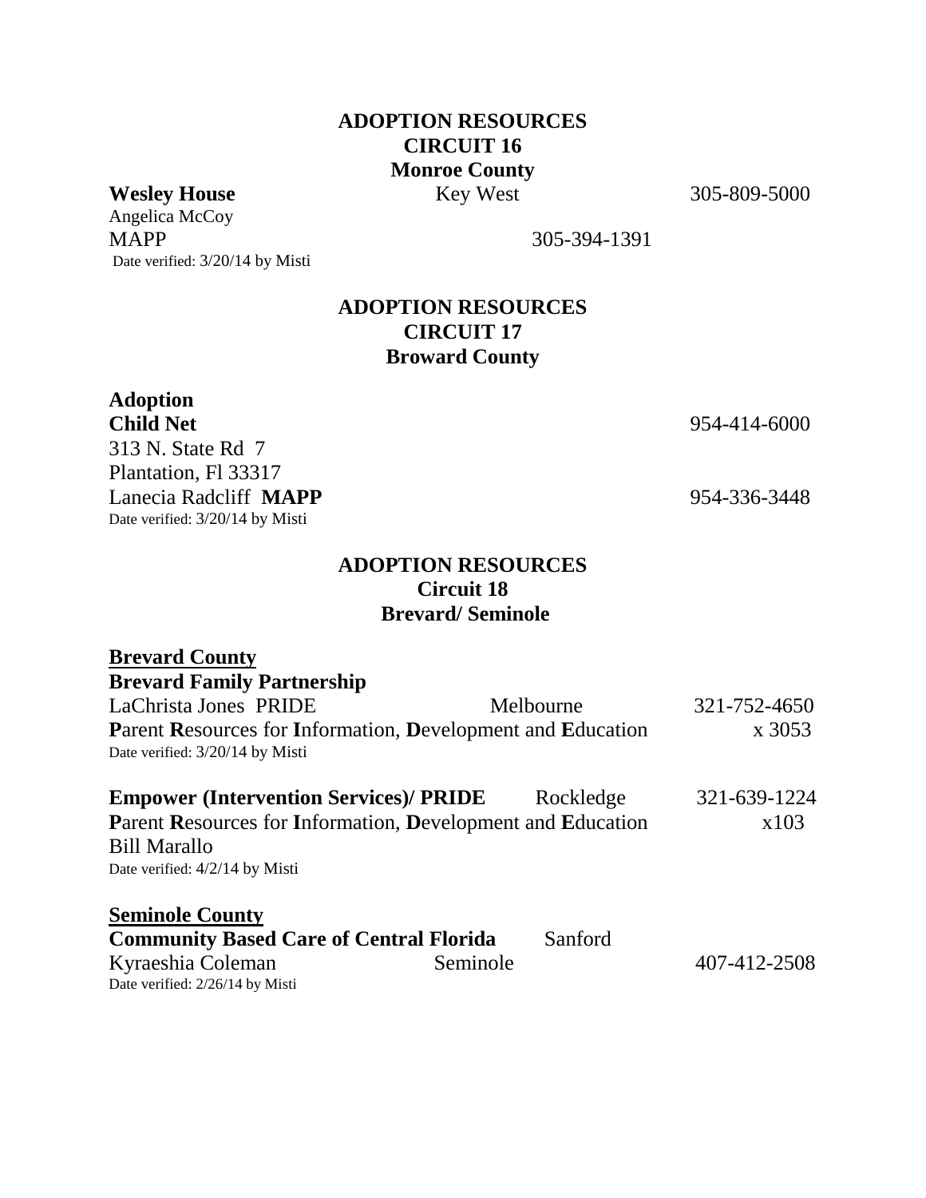## ADOPTION RESOURCES
## CIRCUIT 16
## Monroe County

**Wesley House** Key West 305-809-5000
Angelica McCoy
MAPP 305-394-1391
Date verified: 3/20/14 by Misti

## ADOPTION RESOURCES
## CIRCUIT 17
## Broward County

**Adoption**
**Child Net** 954-414-6000
313 N. State Rd 7
Plantation, Fl 33317
Lanecia Radcliff **MAPP** 954-336-3448
Date verified: 3/20/14 by Misti

## ADOPTION RESOURCES
## Circuit 18
## Brevard/ Seminole

**Brevard County**

**Brevard Family Partnership**
LaChrista Jones PRIDE Melbourne 321-752-4650
**P**arent **R**esources for **I**nformation, **D**evelopment and **E**ducation x 3053
Date verified: 3/20/14 by Misti

**Empower (Intervention Services)/ PRIDE** Rockledge 321-639-1224
**P**arent **R**esources for **I**nformation, **D**evelopment and **E**ducation x103
Bill Marallo
Date verified: 4/2/14 by Misti

**Seminole County**

**Community Based Care of Central Florida** Sanford
Kyraeshia Coleman Seminole 407-412-2508
Date verified: 2/26/14 by Misti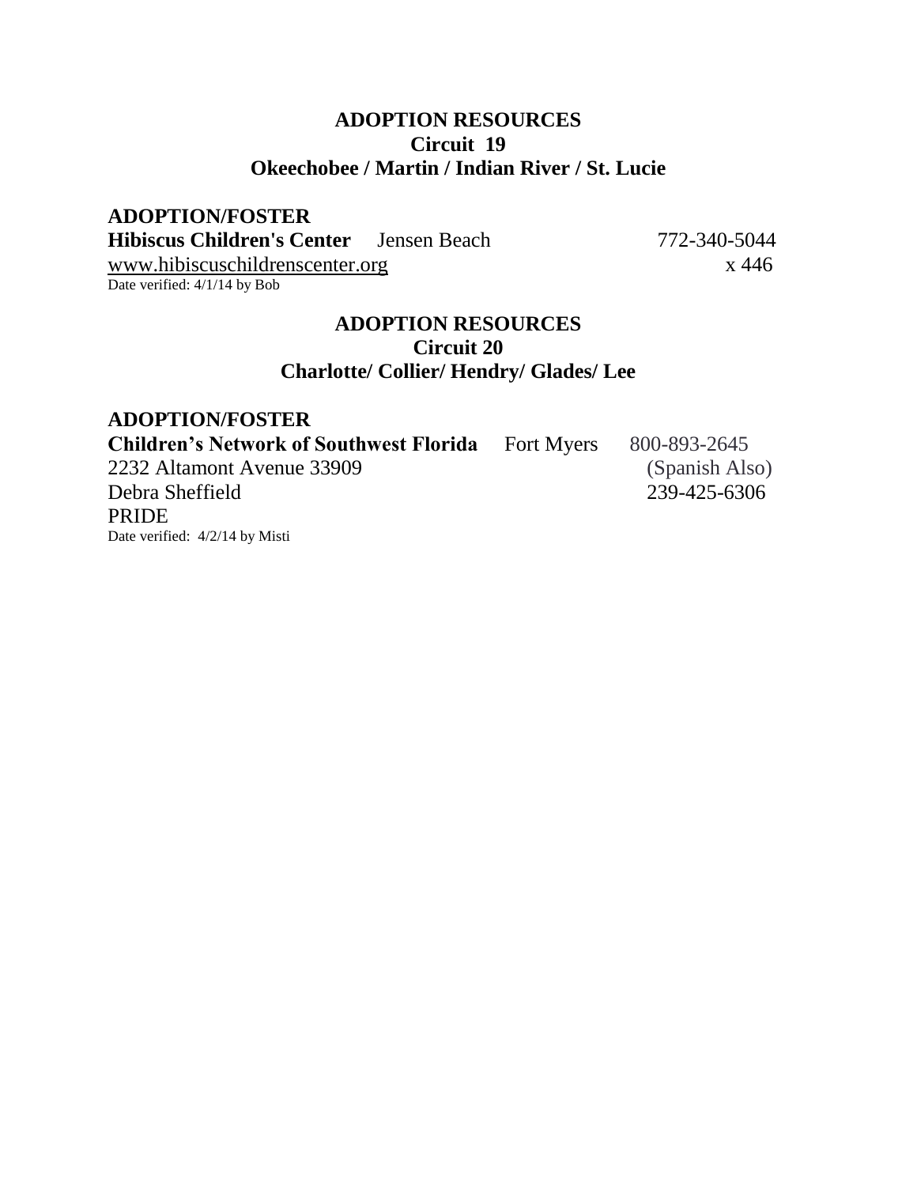## ADOPTION RESOURCES
### Circuit 19
### Okeechobee / Martin / Indian River / St. Lucie

**ADOPTION/FOSTER**

**Hibiscus Children's Center** Jensen Beach 772-340-5044
www.hibiscuschildrenscenter.org x 446
Date verified: 4/1/14 by Bob

## ADOPTION RESOURCES
### Circuit 20
### Charlotte/ Collier/ Hendry/ Glades/ Lee

**ADOPTION/FOSTER**

**Children's Network of Southwest Florida** Fort Myers 800-893-2645
2232 Altamont Avenue 33909 (Spanish Also)
Debra Sheffield 239-425-6306
PRIDE
Date verified: 4/2/14 by Misti